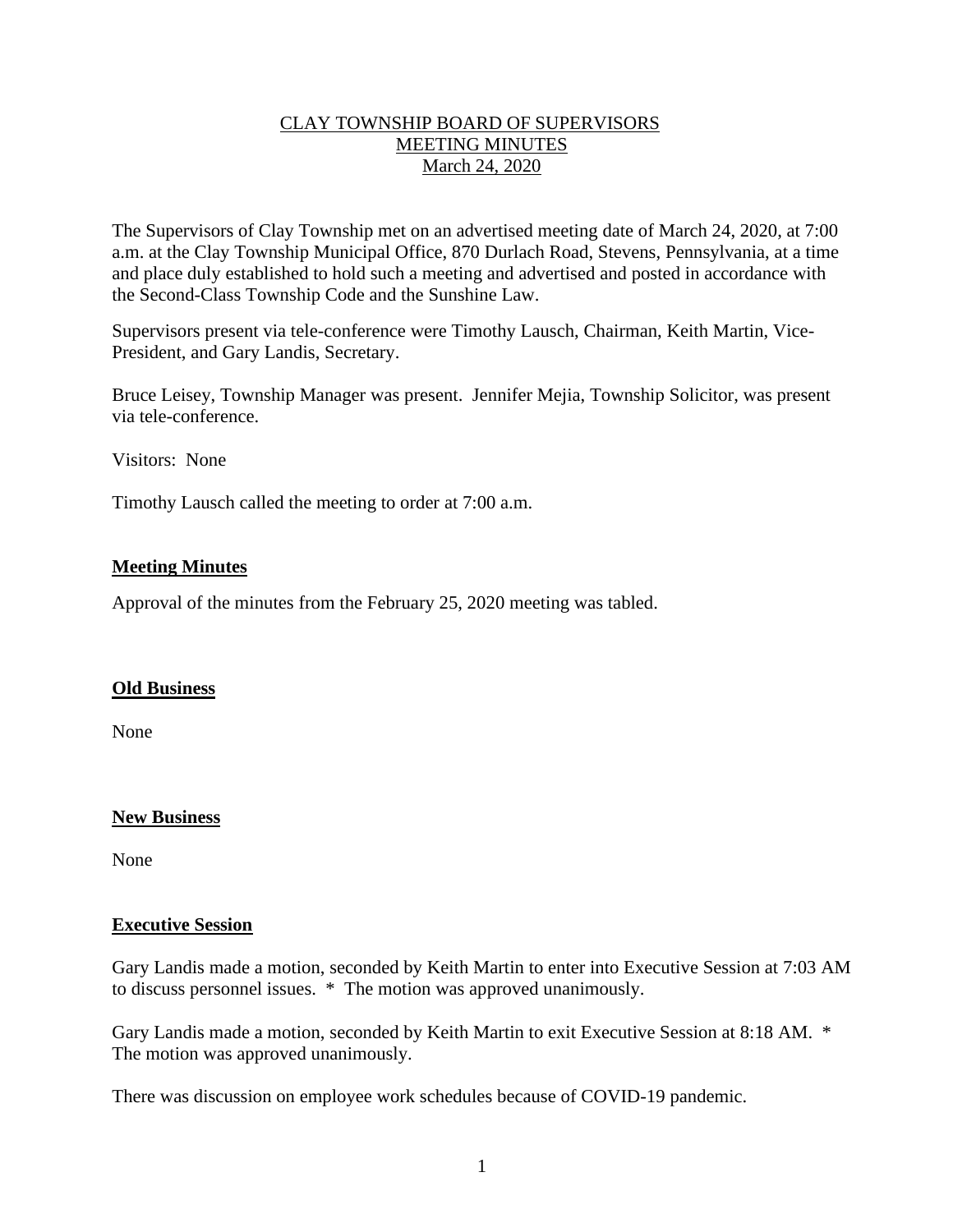# CLAY TOWNSHIP BOARD OF SUPERVISORS
## MEETING MINUTES
## March 24, 2020

The Supervisors of Clay Township met on an advertised meeting date of March 24, 2020, at 7:00 a.m. at the Clay Township Municipal Office, 870 Durlach Road, Stevens, Pennsylvania, at a time and place duly established to hold such a meeting and advertised and posted in accordance with the Second-Class Township Code and the Sunshine Law.

Supervisors present via tele-conference were Timothy Lausch, Chairman, Keith Martin, Vice-President, and Gary Landis, Secretary.

Bruce Leisey, Township Manager was present. Jennifer Mejia, Township Solicitor, was present via tele-conference.

Visitors: None

Timothy Lausch called the meeting to order at 7:00 a.m.

### Meeting Minutes

Approval of the minutes from the February 25, 2020 meeting was tabled.

### Old Business

None

### New Business

None

### Executive Session

Gary Landis made a motion, seconded by Keith Martin to enter into Executive Session at 7:03 AM to discuss personnel issues. * The motion was approved unanimously.

Gary Landis made a motion, seconded by Keith Martin to exit Executive Session at 8:18 AM. * The motion was approved unanimously.

There was discussion on employee work schedules because of COVID-19 pandemic.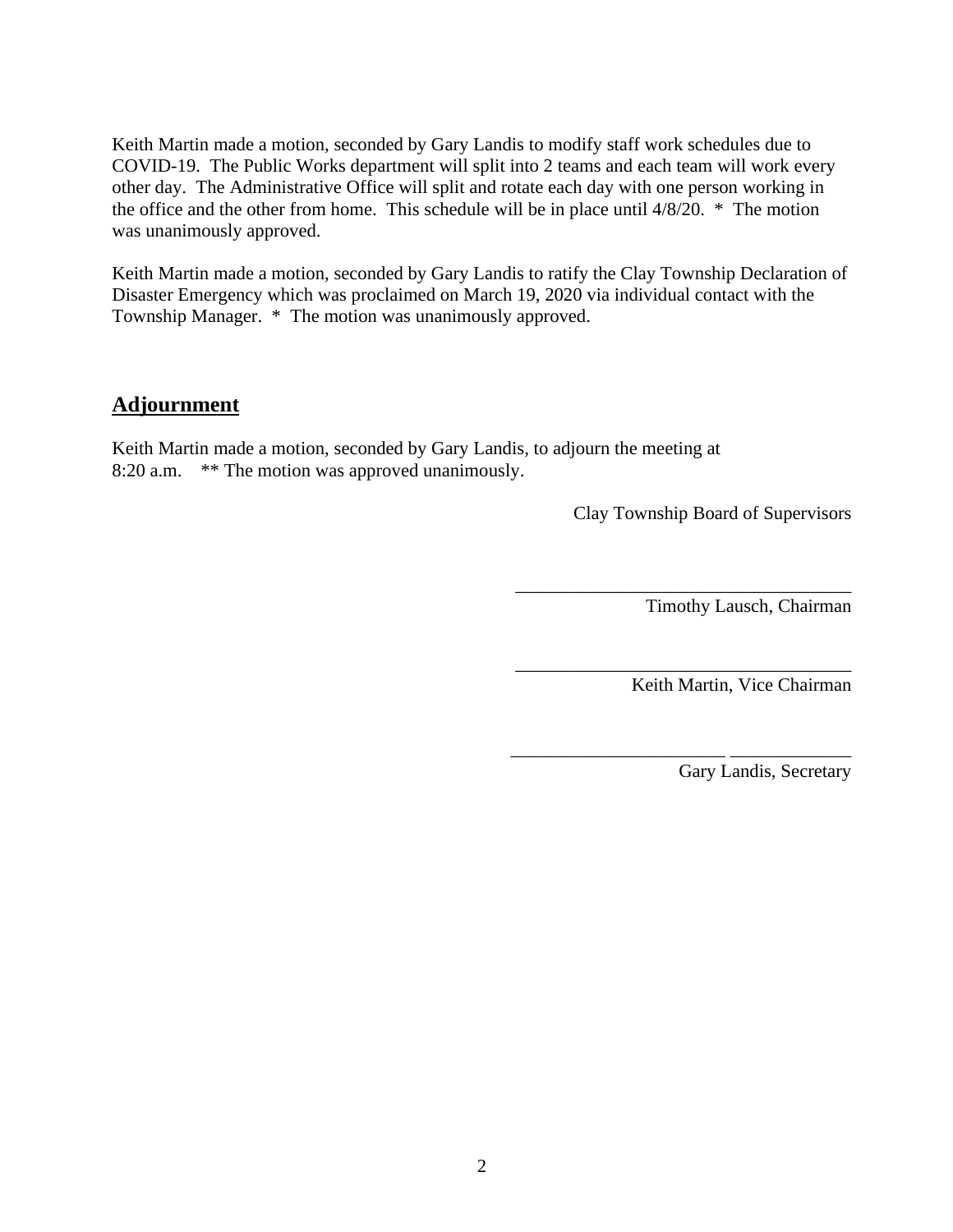Keith Martin made a motion, seconded by Gary Landis to modify staff work schedules due to COVID-19. The Public Works department will split into 2 teams and each team will work every other day. The Administrative Office will split and rotate each day with one person working in the office and the other from home. This schedule will be in place until 4/8/20. * The motion was unanimously approved.

Keith Martin made a motion, seconded by Gary Landis to ratify the Clay Township Declaration of Disaster Emergency which was proclaimed on March 19, 2020 via individual contact with the Township Manager. * The motion was unanimously approved.

## Adjournment

Keith Martin made a motion, seconded by Gary Landis, to adjourn the meeting at 8:20 a.m. ** The motion was approved unanimously.

Clay Township Board of Supervisors

_____________________________________
Timothy Lausch, Chairman

_____________________________________
Keith Martin, Vice Chairman

_____________________________________
Gary Landis, Secretary